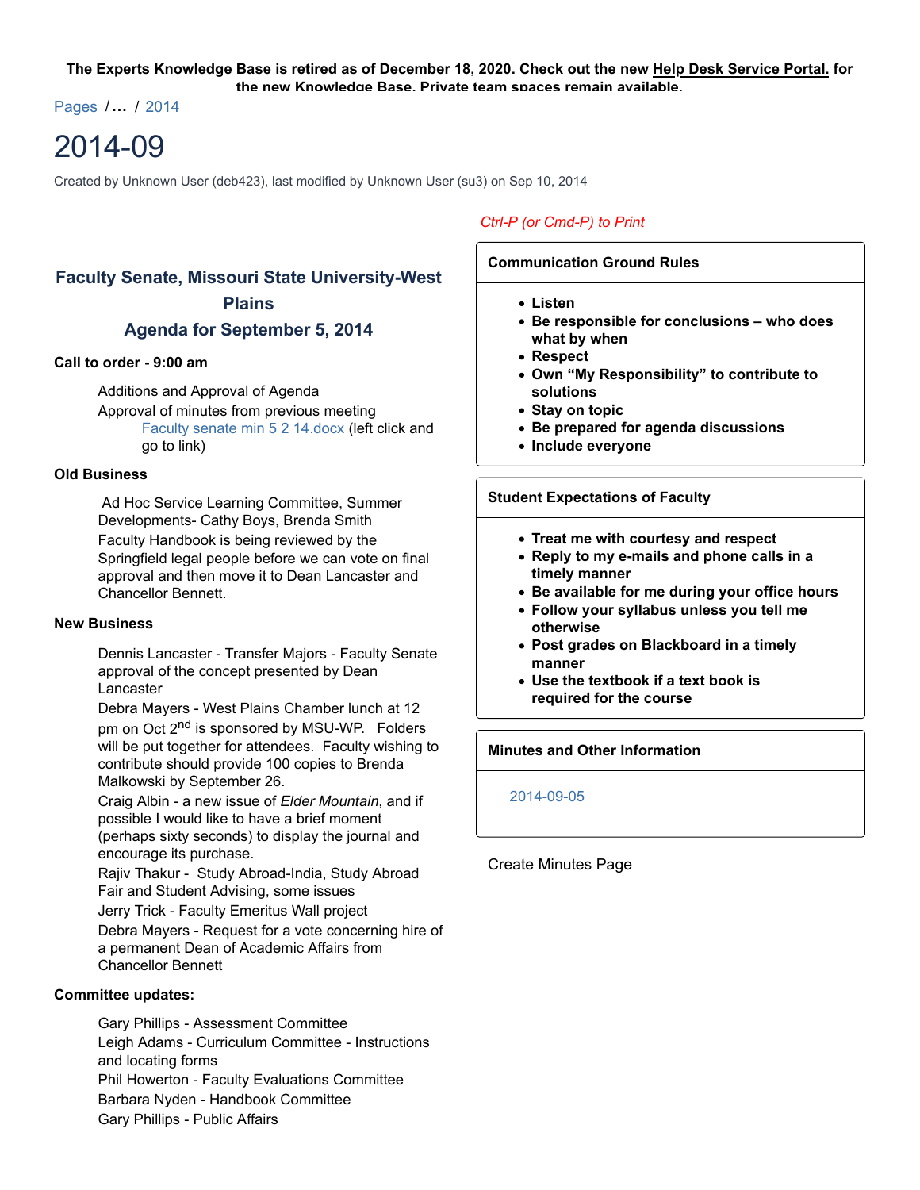**The Experts Knowledge Base is retired as of December 18, 2020. Check out the new Help Desk Service Portal. for the new Knowledge Base. Private team spaces remain available.**

Pages / ... / 2014

# 2014-09

Created by Unknown User (deb423), last modified by Unknown User (su3) on Sep 10, 2014

## Faculty Senate, Missouri State University-West Plains

## Agenda for September 5, 2014

**Call to order - 9:00 am**

Additions and Approval of Agenda

Approval of minutes from previous meeting

Faculty senate min 5 2 14.docx (left click and go to link)

**Old Business**

Ad Hoc Service Learning Committee, Summer Developments- Cathy Boys, Brenda Smith

Faculty Handbook is being reviewed by the Springfield legal people before we can vote on final approval and then move it to Dean Lancaster and Chancellor Bennett.

**New Business**

Dennis Lancaster - Transfer Majors - Faculty Senate approval of the concept presented by Dean Lancaster

Debra Mayers - West Plains Chamber lunch at 12 pm on Oct 2nd is sponsored by MSU-WP. Folders will be put together for attendees. Faculty wishing to contribute should provide 100 copies to Brenda Malkowski by September 26.

Craig Albin - a new issue of *Elder Mountain*, and if possible I would like to have a brief moment (perhaps sixty seconds) to display the journal and encourage its purchase.

Rajiv Thakur - Study Abroad-India, Study Abroad Fair and Student Advising, some issues

Jerry Trick - Faculty Emeritus Wall project

Debra Mayers - Request for a vote concerning hire of a permanent Dean of Academic Affairs from Chancellor Bennett

**Committee updates:**

Gary Phillips - Assessment Committee

Leigh Adams - Curriculum Committee - Instructions and locating forms

Phil Howerton - Faculty Evaluations Committee

Barbara Nyden - Handbook Committee

Gary Phillips - Public Affairs

*Ctrl-P (or Cmd-P) to Print*

**Communication Ground Rules**

- **Listen**
- **Be responsible for conclusions – who does what by when**
- **Respect**
- **Own "My Responsibility" to contribute to solutions**
- **Stay on topic**
- **Be prepared for agenda discussions**
- **Include everyone**

**Student Expectations of Faculty**

- **Treat me with courtesy and respect**
- **Reply to my e-mails and phone calls in a timely manner**
- **Be available for me during your office hours**
- **Follow your syllabus unless you tell me otherwise**
- **Post grades on Blackboard in a timely manner**
- **Use the textbook if a text book is required for the course**

**Minutes and Other Information**

2014-09-05

Create Minutes Page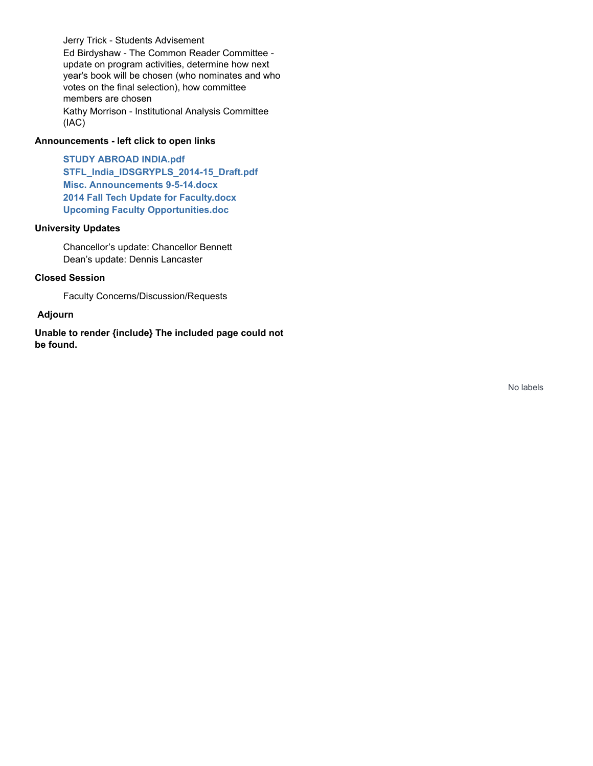Jerry Trick - Students Advisement

Ed Birdyshaw - The Common Reader Committee - update on program activities, determine how next year's book will be chosen (who nominates and who votes on the final selection), how committee members are chosen

Kathy Morrison - Institutional Analysis Committee (IAC)

**Announcements - left click to open links**

**STUDY ABROAD INDIA.pdf**
**STFL_India_IDSGRYPLS_2014-15_Draft.pdf**
**Misc. Announcements 9-5-14.docx**
**2014 Fall Tech Update for Faculty.docx**
**Upcoming Faculty Opportunities.doc**

**University Updates**

Chancellor's update: Chancellor Bennett
Dean's update: Dennis Lancaster

**Closed Session**

Faculty Concerns/Discussion/Requests

**Adjourn**

**Unable to render {include} The included page could not be found.**

No labels